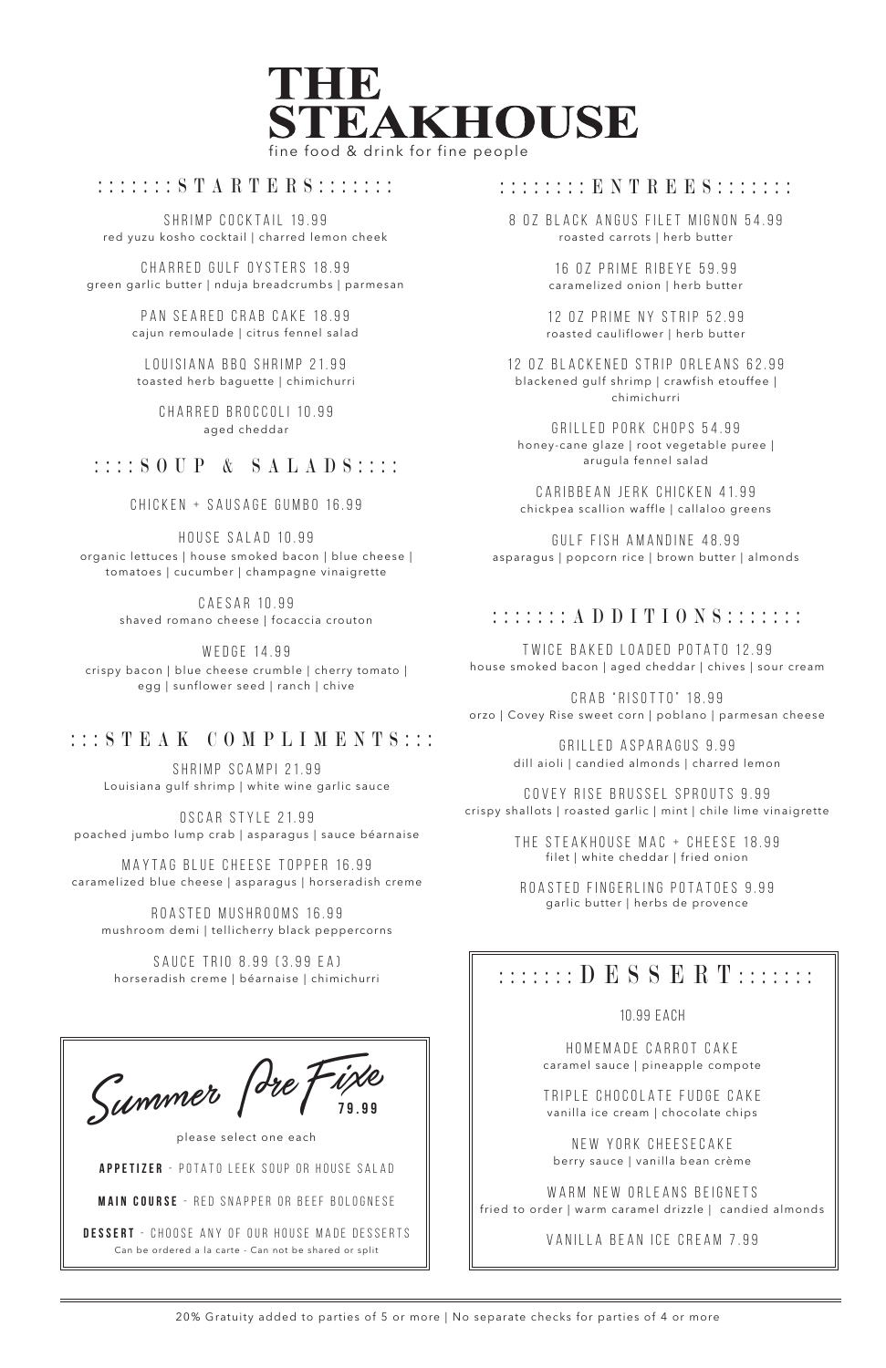# THE STEAKHOUSE

fine food & drink for fine people

## STARTERS

SHRIMP COCKTAIL 19.99
red yuzu kosho cocktail | charred lemon cheek

CHARRED GULF OYSTERS 18.99
green garlic butter | nduja breadcrumbs | parmesan

PAN SEARED CRAB CAKE 18.99
cajun remoulade | citrus fennel salad

LOUISIANA BBQ SHRIMP 21.99
toasted herb baguette | chimichurri

CHARRED BROCCOLI 10.99
aged cheddar

## SOUP & SALADS

CHICKEN + SAUSAGE GUMBO 16.99

HOUSE SALAD 10.99
organic lettuces | house smoked bacon | blue cheese | tomatoes | cucumber | champagne vinaigrette

CAESAR 10.99
shaved romano cheese | focaccia crouton

WEDGE 14.99
crispy bacon | blue cheese crumble | cherry tomato | egg | sunflower seed | ranch | chive

## STEAK COMPLIMENTS

SHRIMP SCAMPI 21.99
Louisiana gulf shrimp | white wine garlic sauce

OSCAR STYLE 21.99
poached jumbo lump crab | asparagus | sauce béarnaise

MAYTAG BLUE CHEESE TOPPER 16.99
caramelized blue cheese | asparagus | horseradish creme

ROASTED MUSHROOMS 16.99
mushroom demi | tellicherry black peppercorns

SAUCE TRIO 8.99 (3.99 EA)
horseradish creme | béarnaise | chimichurri

## Summer Pre Fixe 79.99

please select one each

**APPETIZER** - POTATO LEEK SOUP OR HOUSE SALAD

**MAIN COURSE** - RED SNAPPER OR BEEF BOLOGNESE

**DESSERT** - CHOOSE ANY OF OUR HOUSE MADE DESSERTS

Can be ordered a la carte - Can not be shared or split

## ENTREES

8 OZ BLACK ANGUS FILET MIGNON 54.99
roasted carrots | herb butter

16 OZ PRIME RIBEYE 59.99
caramelized onion | herb butter

12 OZ PRIME NY STRIP 52.99
roasted cauliflower | herb butter

12 OZ BLACKENED STRIP ORLEANS 62.99
blackened gulf shrimp | crawfish etouffee | chimichurri

GRILLED PORK CHOPS 54.99
honey-cane glaze | root vegetable puree | arugula fennel salad

CARIBBEAN JERK CHICKEN 41.99
chickpea scallion waffle | callaloo greens

GULF FISH AMANDINE 48.99
asparagus | popcorn rice | brown butter | almonds

## ADDITIONS

TWICE BAKED LOADED POTATO 12.99
house smoked bacon | aged cheddar | chives | sour cream

CRAB "RISOTTO" 18.99
orzo | Covey Rise sweet corn | poblano | parmesan cheese

GRILLED ASPARAGUS 9.99
dill aioli | candied almonds | charred lemon

COVEY RISE BRUSSEL SPROUTS 9.99
crispy shallots | roasted garlic | mint | chile lime vinaigrette

THE STEAKHOUSE MAC + CHEESE 18.99
filet | white cheddar | fried onion

ROASTED FINGERLING POTATOES 9.99
garlic butter | herbs de provence

## DESSERT

10.99 EACH

HOMEMADE CARROT CAKE
caramel sauce | pineapple compote

TRIPLE CHOCOLATE FUDGE CAKE
vanilla ice cream | chocolate chips

NEW YORK CHEESECAKE
berry sauce | vanilla bean crème

WARM NEW ORLEANS BEIGNETS
fried to order | warm caramel drizzle | candied almonds

VANILLA BEAN ICE CREAM 7.99

---

20% Gratuity added to parties of 5 or more | No separate checks for parties of 4 or more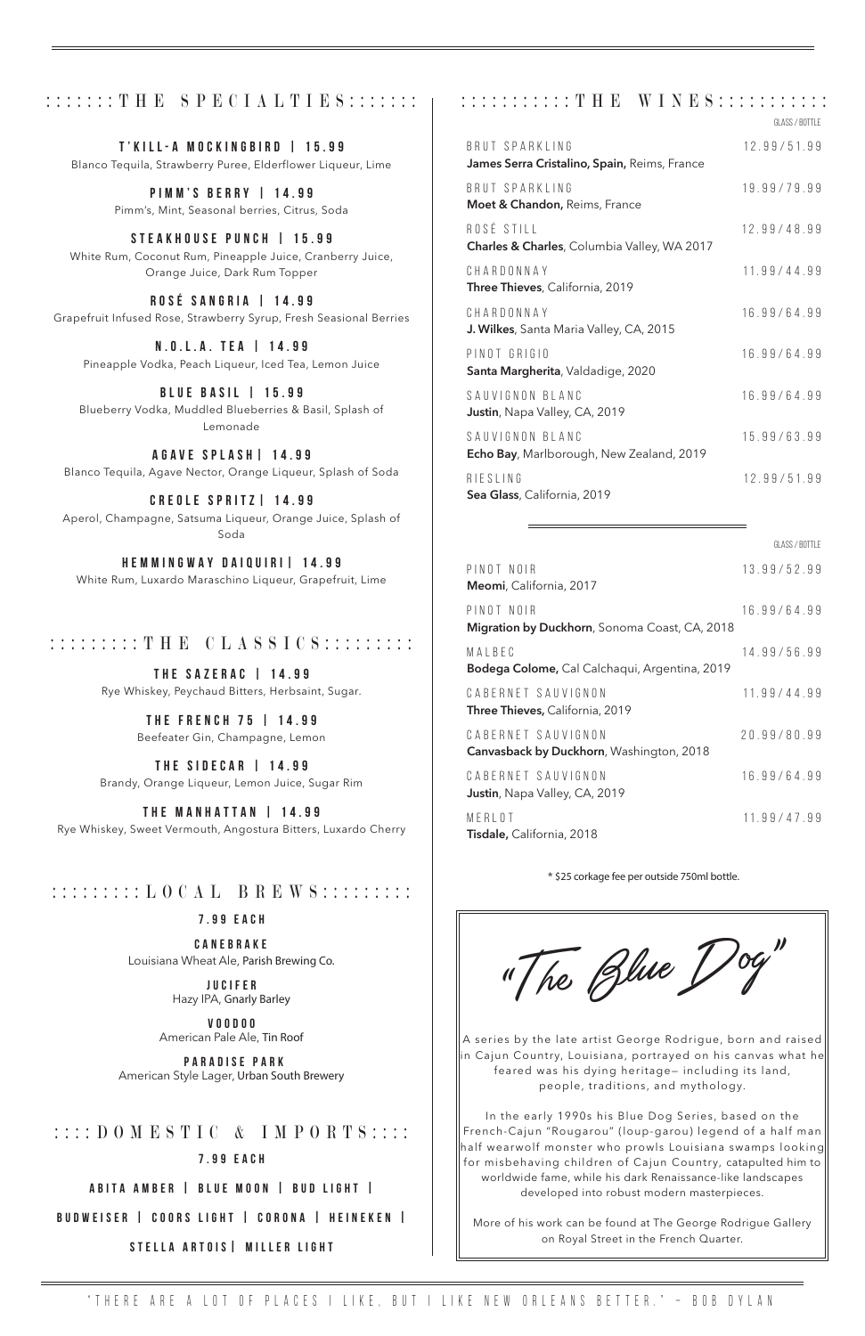## THE SPECIALTIES

**T'KILL-A MOCKINGBIRD | 15.99**
Blanco Tequila, Strawberry Puree, Elderflower Liqueur, Lime

**PIMM'S BERRY | 14.99**
Pimm's, Mint, Seasonal berries, Citrus, Soda

**STEAKHOUSE PUNCH | 15.99**
White Rum, Coconut Rum, Pineapple Juice, Cranberry Juice, Orange Juice, Dark Rum Topper

**ROSÉ SANGRIA | 14.99**
Grapefruit Infused Rose, Strawberry Syrup, Fresh Seasonal Berries

**N.O.L.A. TEA | 14.99**
Pineapple Vodka, Peach Liqueur, Iced Tea, Lemon Juice

**BLUE BASIL | 15.99**
Blueberry Vodka, Muddled Blueberries & Basil, Splash of Lemonade

**AGAVE SPLASH | 14.99**
Blanco Tequila, Agave Nector, Orange Liqueur, Splash of Soda

**CREOLE SPRITZ | 14.99**
Aperol, Champagne, Satsuma Liqueur, Orange Juice, Splash of Soda

**HEMMINGWAY DAIQUIRI | 14.99**
White Rum, Luxardo Maraschino Liqueur, Grapefruit, Lime

## THE CLASSICS

**THE SAZERAC | 14.99**
Rye Whiskey, Peychaud Bitters, Herbsaint, Sugar.

**THE FRENCH 75 | 14.99**
Beefeater Gin, Champagne, Lemon

**THE SIDECAR | 14.99**
Brandy, Orange Liqueur, Lemon Juice, Sugar Rim

**THE MANHATTAN | 14.99**
Rye Whiskey, Sweet Vermouth, Angostura Bitters, Luxardo Cherry

## LOCAL BREWS

**7.99 EACH**

**CANEBRAKE**
Louisiana Wheat Ale, Parish Brewing Co.

**JUCIFER**
Hazy IPA, Gnarly Barley

**VOODOO**
American Pale Ale, Tin Roof

**PARADISE PARK**
American Style Lager, Urban South Brewery

## DOMESTIC & IMPORTS

**7.99 EACH**

**ABITA AMBER | BLUE MOON | BUD LIGHT | BUDWEISER | COORS LIGHT | CORONA | HEINEKEN | STELLA ARTOIS | MILLER LIGHT**

## THE WINES

| | GLASS / BOTTLE |
|---|---|
| BRUT SPARKLING<br>**James Serra Cristalino, Spain,** Reims, France | 12.99/51.99 |
| BRUT SPARKLING<br>**Moet & Chandon,** Reims, France | 19.99/79.99 |
| ROSÉ STILL<br>**Charles & Charles**, Columbia Valley, WA 2017 | 12.99/48.99 |
| CHARDONNAY<br>**Three Thieves**, California, 2019 | 11.99/44.99 |
| CHARDONNAY<br>**J. Wilkes**, Santa Maria Valley, CA, 2015 | 16.99/64.99 |
| PINOT GRIGIO<br>**Santa Margherita**, Valdadige, 2020 | 16.99/64.99 |
| SAUVIGNON BLANC<br>**Justin**, Napa Valley, CA, 2019 | 16.99/64.99 |
| SAUVIGNON BLANC<br>**Echo Bay**, Marlborough, New Zealand, 2019 | 15.99/63.99 |
| RIESLING<br>**Sea Glass**, California, 2019 | 12.99/51.99 |

| | GLASS / BOTTLE |
|---|---|
| PINOT NOIR<br>**Meomi**, California, 2017 | 13.99/52.99 |
| PINOT NOIR<br>**Migration by Duckhorn**, Sonoma Coast, CA, 2018 | 16.99/64.99 |
| MALBEC<br>**Bodega Colome,** Cal Calchaqui, Argentina, 2019 | 14.99/56.99 |
| CABERNET SAUVIGNON<br>**Three Thieves,** California, 2019 | 11.99/44.99 |
| CABERNET SAUVIGNON<br>**Canvasback by Duckhorn**, Washington, 2018 | 20.99/80.99 |
| CABERNET SAUVIGNON<br>**Justin**, Napa Valley, CA, 2019 | 16.99/64.99 |
| MERLOT<br>**Tisdale,** California, 2018 | 11.99/47.99 |

* $25 corkage fee per outside 750ml bottle.

## "The Blue Dog"

A series by the late artist George Rodrigue, born and raised in Cajun Country, Louisiana, portrayed on his canvas what he feared was his dying heritage— including its land, people, traditions, and mythology.

In the early 1990s his Blue Dog Series, based on the French-Cajun "Rougarou" (loup-garou) legend of a half man half wearwolf monster who prowls Louisiana swamps looking for misbehaving children of Cajun Country, catapulted him to worldwide fame, while his dark Renaissance-like landscapes developed into robust modern masterpieces.

More of his work can be found at The George Rodrigue Gallery on Royal Street in the French Quarter.

"THERE ARE A LOT OF PLACES I LIKE, BUT I LIKE NEW ORLEANS BETTER." – BOB DYLAN